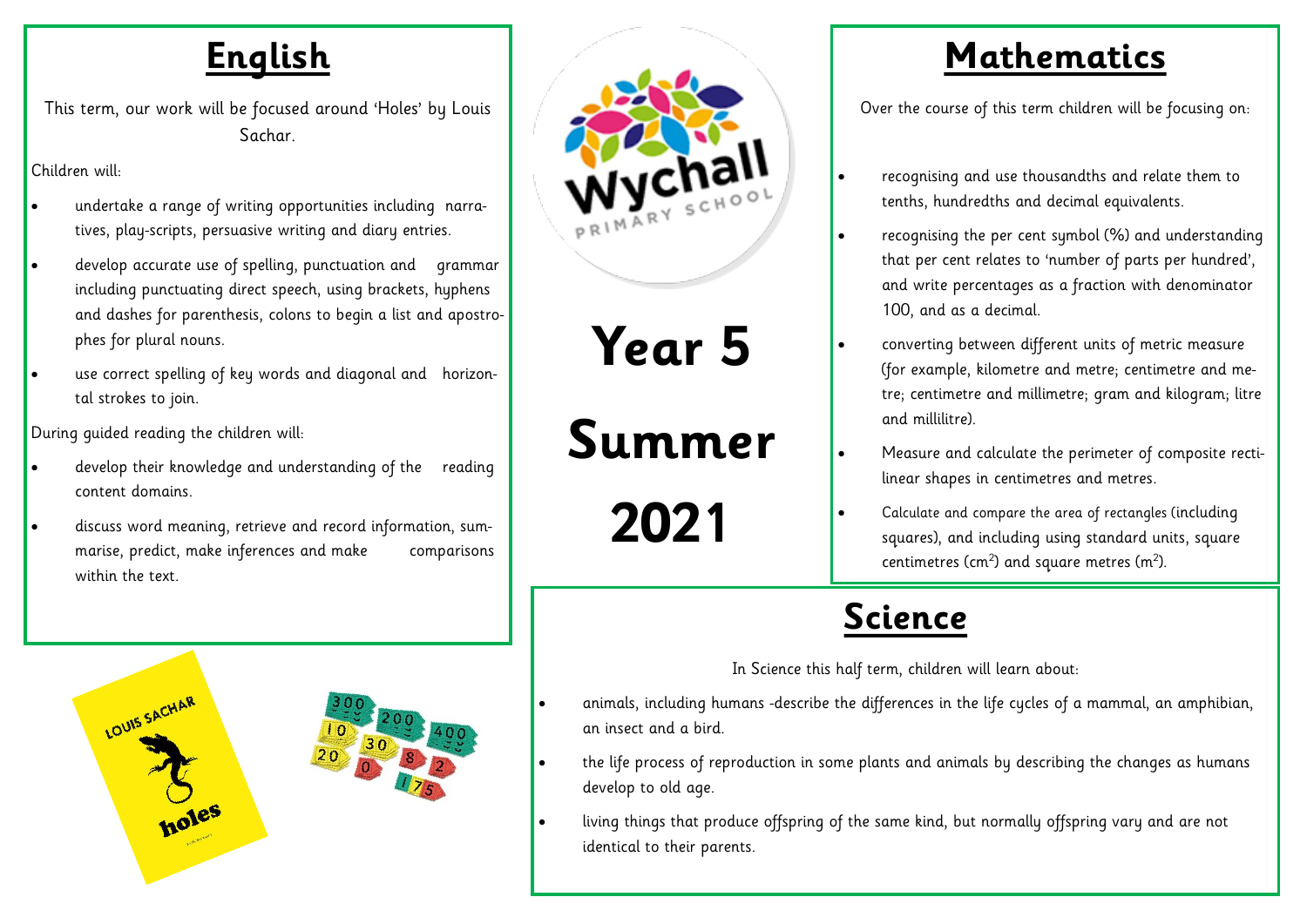# Year 5

# Summer

# 2021

## English

This term, our work will be focused around 'Holes' by Louis Sachar.

Children will:

- undertake a range of writing opportunities including narratives, play-scripts, persuasive writing and diary entries.
- develop accurate use of spelling, punctuation and grammar including punctuating direct speech, using brackets, hyphens and dashes for parenthesis, colons to begin a list and apostrophes for plural nouns.
- use correct spelling of key words and diagonal and horizontal strokes to join.

During guided reading the children will:

- develop their knowledge and understanding of the reading content domains.
- discuss word meaning, retrieve and record information, summarise, predict, make inferences and make comparisons within the text.

## Mathematics

Over the course of this term children will be focusing on:

- recognising and use thousandths and relate them to tenths, hundredths and decimal equivalents.
- recognising the per cent symbol (%) and understanding that per cent relates to 'number of parts per hundred', and write percentages as a fraction with denominator 100, and as a decimal.
- converting between different units of metric measure (for example, kilometre and metre; centimetre and metre; centimetre and millimetre; gram and kilogram; litre and millilitre).
- Measure and calculate the perimeter of composite rectilinear shapes in centimetres and metres.
- Calculate and compare the area of rectangles (including squares), and including using standard units, square centimetres ($cm^2$) and square metres ($m^2$).

## Science

In Science this half term, children will learn about:

- animals, including humans -describe the differences in the life cycles of a mammal, an amphibian, an insect and a bird.
- the life process of reproduction in some plants and animals by describing the changes as humans develop to old age.
- living things that produce offspring of the same kind, but normally offspring vary and are not identical to their parents.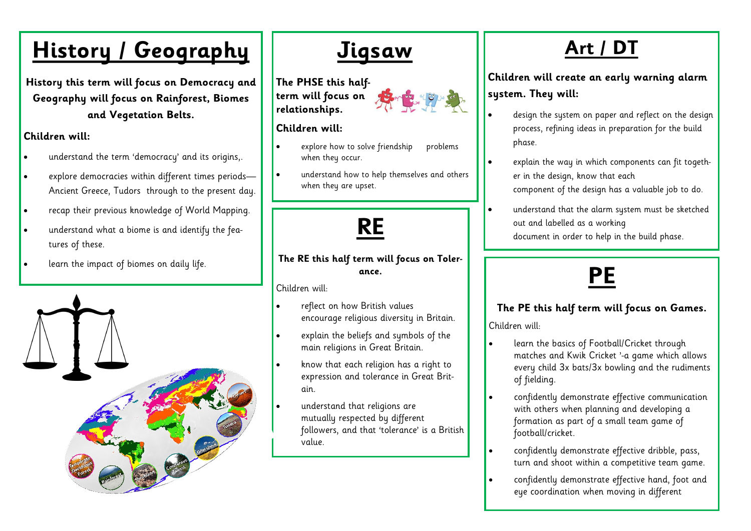# History / Geography

**History this term will focus on Democracy and Geography will focus on Rainforest, Biomes and Vegetation Belts.**

**Children will:**

- understand the term 'democracy' and its origins,.
- explore democracies within different times periods—Ancient Greece, Tudors through to the present day.
- recap their previous knowledge of World Mapping.
- understand what a biome is and identify the features of these.
- learn the impact of biomes on daily life.

# Jigsaw

**The PHSE this half-term will focus on relationships.**

**Children will:**

- explore how to solve friendship problems when they occur.
- understand how to help themselves and others when they are upset.

# RE

**The RE this half term will focus on Tolerance.**

Children will:

- reflect on how British values encourage religious diversity in Britain.
- explain the beliefs and symbols of the main religions in Great Britain.
- know that each religion has a right to expression and tolerance in Great Britain.
- understand that religions are mutually respected by different followers, and that 'tolerance' is a British value.

# Art / DT

**Children will create an early warning alarm system. They will:**

- design the system on paper and reflect on the design process, refining ideas in preparation for the build phase.
- explain the way in which components can fit together in the design, know that each component of the design has a valuable job to do.
- understand that the alarm system must be sketched out and labelled as a working document in order to help in the build phase.

# PE

**The PE this half term will focus on Games.**

Children will:

- learn the basics of Football/Cricket through matches and Kwik Cricket '-a game which allows every child 3x bats/3x bowling and the rudiments of fielding.
- confidently demonstrate effective communication with others when planning and developing a formation as part of a small team game of football/cricket.
- confidently demonstrate effective dribble, pass, turn and shoot within a competitive team game.
- confidently demonstrate effective hand, foot and eye coordination when moving in different